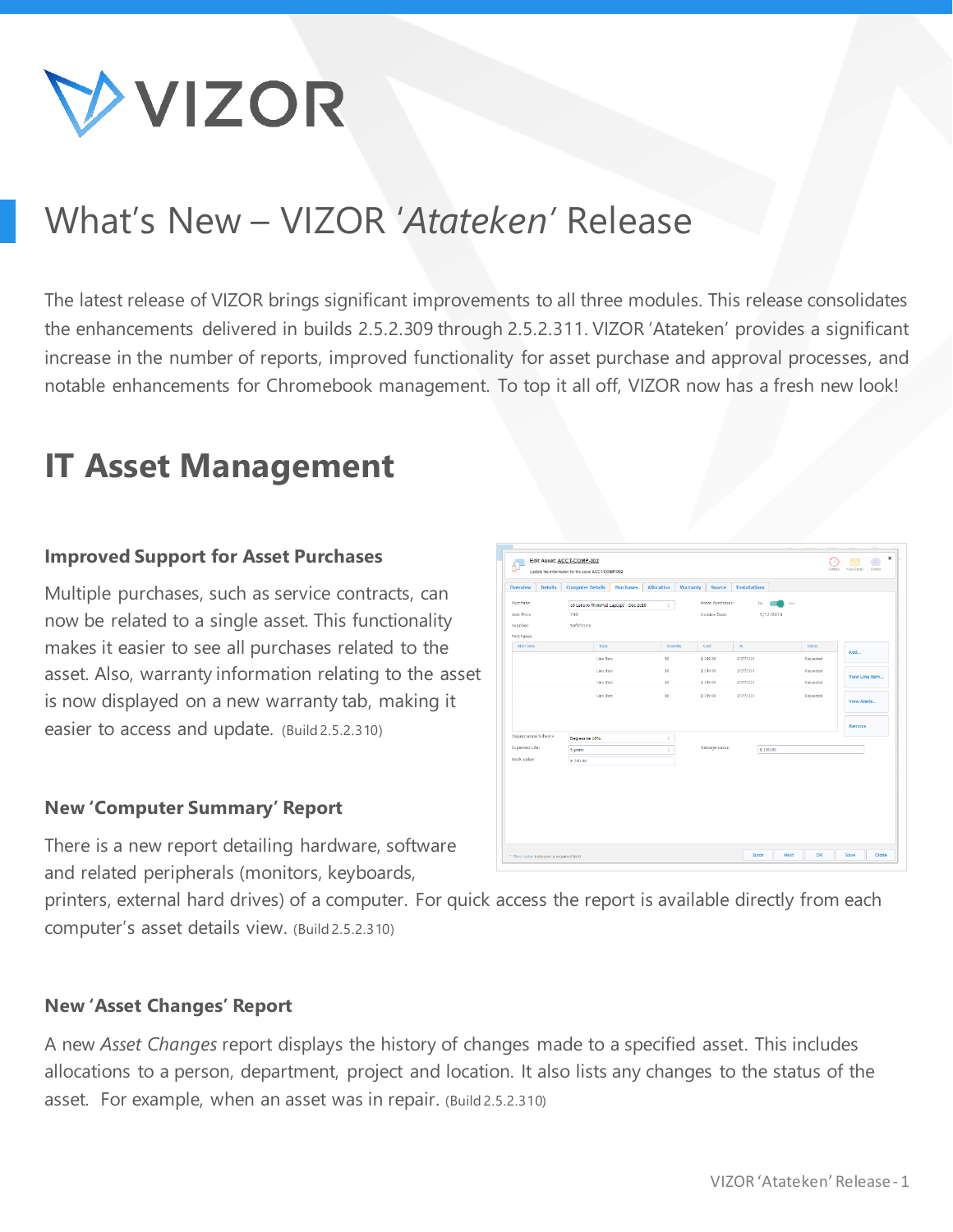# What's New – VIZOR '*Atateken*' Release

The latest release of VIZOR brings significant improvements to all three modules. This release consolidates the enhancements delivered in builds 2.5.2.309 through 2.5.2.311. VIZOR 'Atateken' provides a significant increase in the number of reports, improved functionality for asset purchase and approval processes, and notable enhancements for Chromebook management. To top it all off, VIZOR now has a fresh new look!

## IT Asset Management

### Improved Support for Asset Purchases

Multiple purchases, such as service contracts, can now be related to a single asset. This functionality makes it easier to see all purchases related to the asset. Also, warranty information relating to the asset is now displayed on a new warranty tab, making it easier to access and update. (Build 2.5.2.310)

### New 'Computer Summary' Report

There is a new report detailing hardware, software and related peripherals (monitors, keyboards, printers, external hard drives) of a computer. For quick access the report is available directly from each computer's asset details view. (Build 2.5.2.310)

### New 'Asset Changes' Report

A new *Asset Changes* report displays the history of changes made to a specified asset. This includes allocations to a person, department, project and location. It also lists any changes to the status of the asset. For example, when an asset was in repair. (Build 2.5.2.310)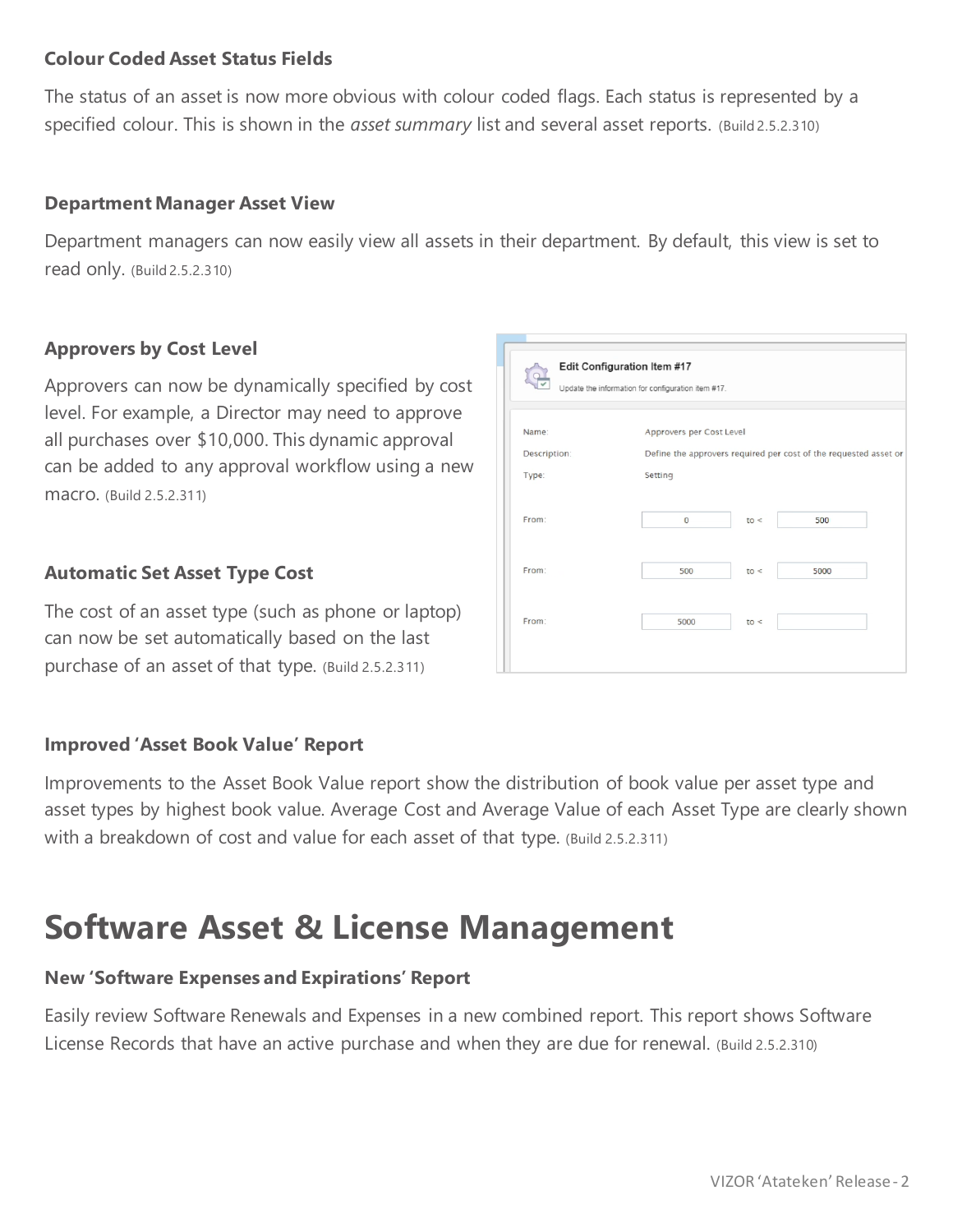**Colour Coded Asset Status Fields**

The status of an asset is now more obvious with colour coded flags. Each status is represented by a specified colour. This is shown in the *asset summary* list and several asset reports. (Build 2.5.2.310)

**Department Manager Asset View**

Department managers can now easily view all assets in their department. By default, this view is set to read only. (Build 2.5.2.310)

**Approvers by Cost Level**

Approvers can now be dynamically specified by cost level. For example, a Director may need to approve all purchases over $10,000. This dynamic approval can be added to any approval workflow using a new macro. (Build 2.5.2.311)

**Automatic Set Asset Type Cost**

The cost of an asset type (such as phone or laptop) can now be set automatically based on the last purchase of an asset of that type. (Build 2.5.2.311)

**Improved 'Asset Book Value' Report**

Improvements to the Asset Book Value report show the distribution of book value per asset type and asset types by highest book value. Average Cost and Average Value of each Asset Type are clearly shown with a breakdown of cost and value for each asset of that type. (Build 2.5.2.311)

# Software Asset & License Management

**New 'Software Expenses and Expirations' Report**

Easily review Software Renewals and Expenses in a new combined report. This report shows Software License Records that have an active purchase and when they are due for renewal. (Build 2.5.2.310)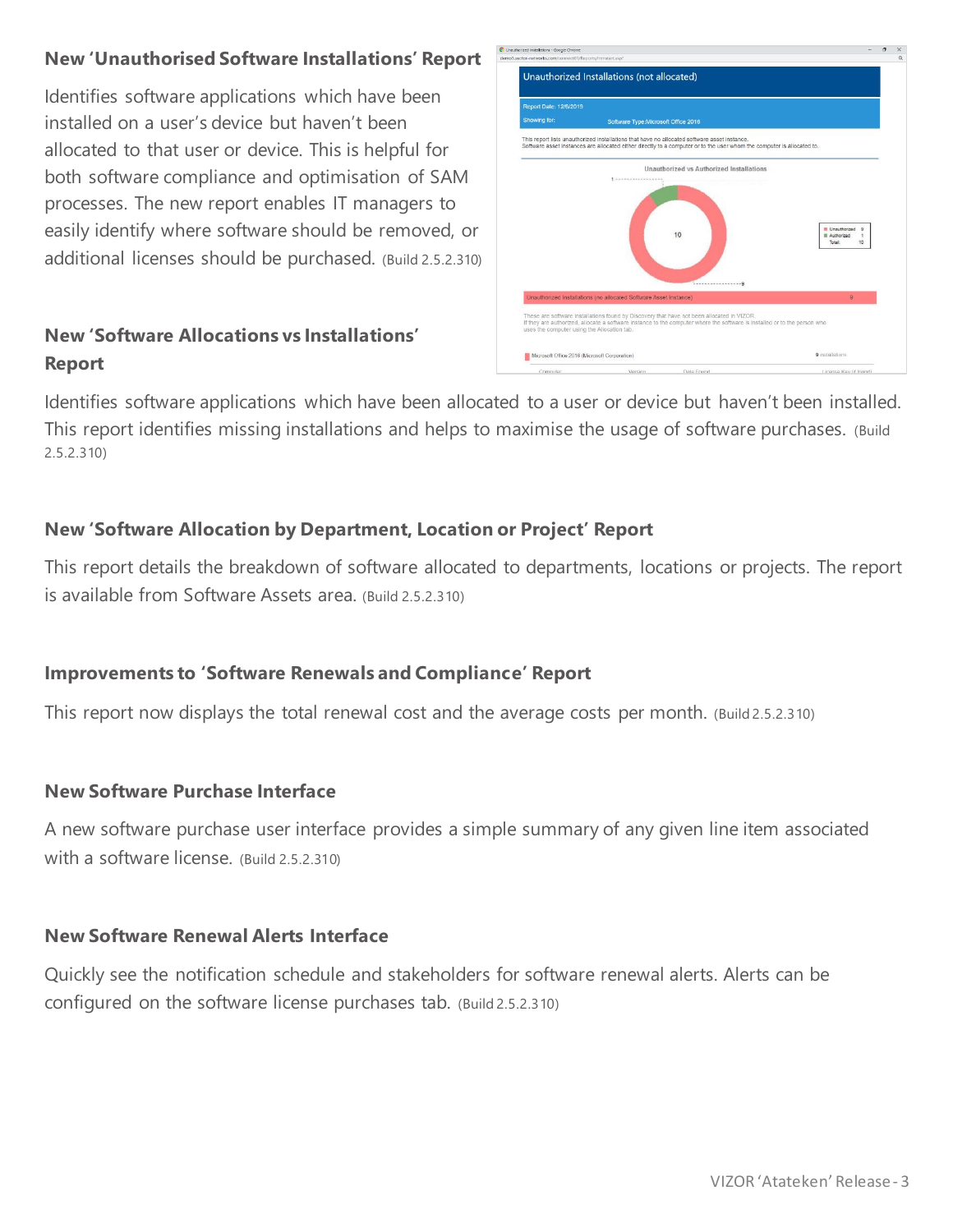### New 'Unauthorised Software Installations' Report

Identifies software applications which have been installed on a user's device but haven't been allocated to that user or device. This is helpful for both software compliance and optimisation of SAM processes. The new report enables IT managers to easily identify where software should be removed, or additional licenses should be purchased. (Build 2.5.2.310)

### New 'Software Allocations vs Installations' Report

Identifies software applications which have been allocated to a user or device but haven't been installed. This report identifies missing installations and helps to maximise the usage of software purchases. (Build 2.5.2.310)

### New 'Software Allocation by Department, Location or Project' Report

This report details the breakdown of software allocated to departments, locations or projects. The report is available from Software Assets area. (Build 2.5.2.310)

### Improvements to 'Software Renewals and Compliance' Report

This report now displays the total renewal cost and the average costs per month. (Build 2.5.2.310)

### New Software Purchase Interface

A new software purchase user interface provides a simple summary of any given line item associated with a software license. (Build 2.5.2.310)

### New Software Renewal Alerts Interface

Quickly see the notification schedule and stakeholders for software renewal alerts. Alerts can be configured on the software license purchases tab. (Build 2.5.2.310)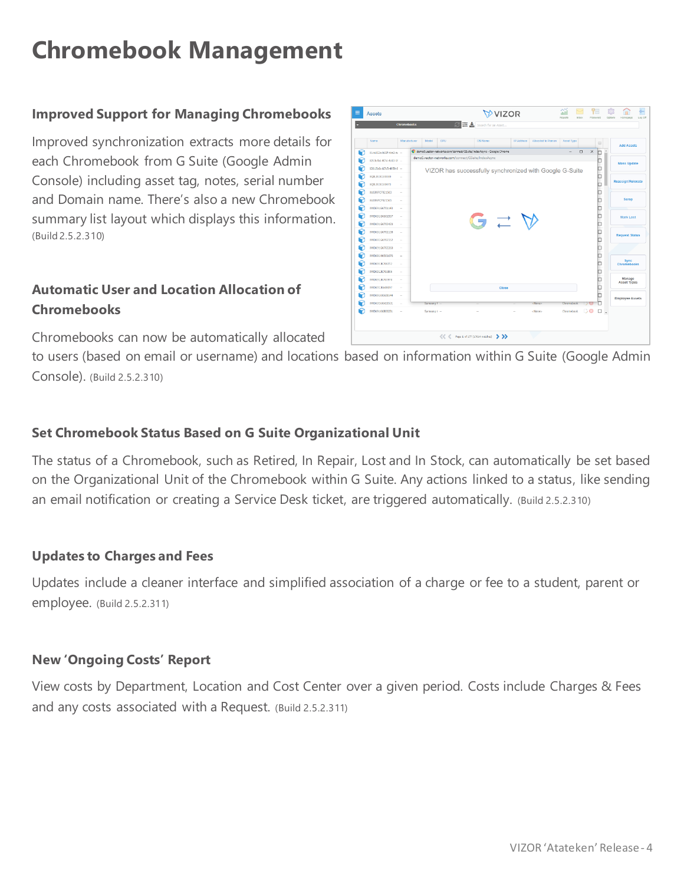# Chromebook Management

### Improved Support for Managing Chromebooks

Improved synchronization extracts more details for each Chromebook from G Suite (Google Admin Console) including asset tag, notes, serial number and Domain name. There's also a new Chromebook summary list layout which displays this information. (Build 2.5.2.310)

### Automatic User and Location Allocation of Chromebooks

Chromebooks can now be automatically allocated to users (based on email or username) and locations based on information within G Suite (Google Admin Console). (Build 2.5.2.310)

### Set Chromebook Status Based on G Suite Organizational Unit

The status of a Chromebook, such as Retired, In Repair, Lost and In Stock, can automatically be set based on the Organizational Unit of the Chromebook within G Suite. Any actions linked to a status, like sending an email notification or creating a Service Desk ticket, are triggered automatically. (Build 2.5.2.310)

### Updates to Charges and Fees

Updates include a cleaner interface and simplified association of a charge or fee to a student, parent or employee. (Build 2.5.2.311)

### New 'Ongoing Costs' Report

View costs by Department, Location and Cost Center over a given period. Costs include Charges & Fees and any costs associated with a Request. (Build 2.5.2.311)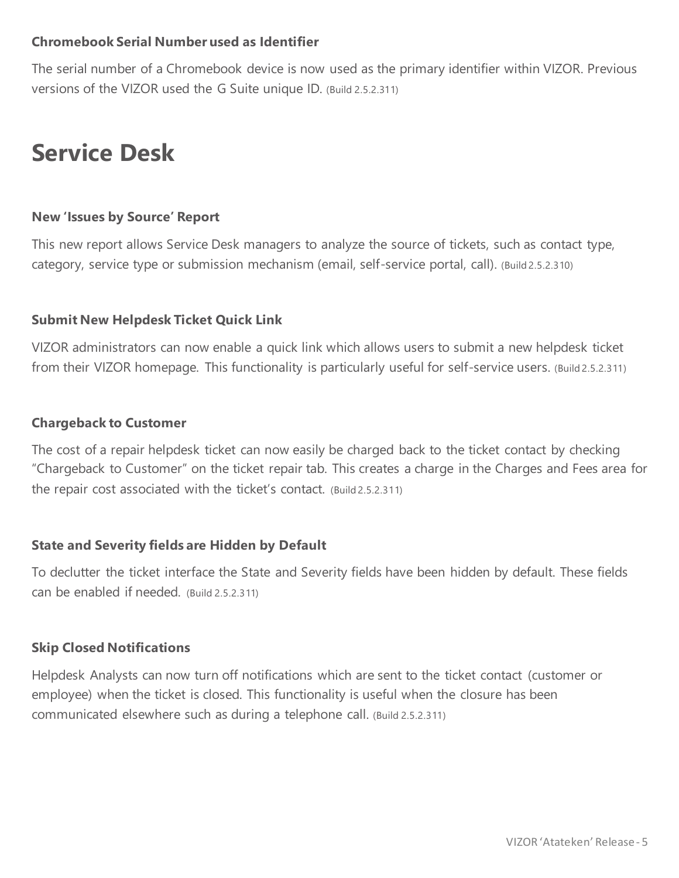### Chromebook Serial Number used as Identifier

The serial number of a Chromebook device is now used as the primary identifier within VIZOR. Previous versions of the VIZOR used the G Suite unique ID. (Build 2.5.2.311)

# Service Desk

### New 'Issues by Source' Report

This new report allows Service Desk managers to analyze the source of tickets, such as contact type, category, service type or submission mechanism (email, self-service portal, call). (Build 2.5.2.310)

### Submit New Helpdesk Ticket Quick Link

VIZOR administrators can now enable a quick link which allows users to submit a new helpdesk ticket from their VIZOR homepage. This functionality is particularly useful for self-service users. (Build 2.5.2.311)

### Chargeback to Customer

The cost of a repair helpdesk ticket can now easily be charged back to the ticket contact by checking "Chargeback to Customer" on the ticket repair tab. This creates a charge in the Charges and Fees area for the repair cost associated with the ticket's contact. (Build 2.5.2.311)

### State and Severity fields are Hidden by Default

To declutter the ticket interface the State and Severity fields have been hidden by default. These fields can be enabled if needed. (Build 2.5.2.311)

### Skip Closed Notifications

Helpdesk Analysts can now turn off notifications which are sent to the ticket contact (customer or employee) when the ticket is closed. This functionality is useful when the closure has been communicated elsewhere such as during a telephone call. (Build 2.5.2.311)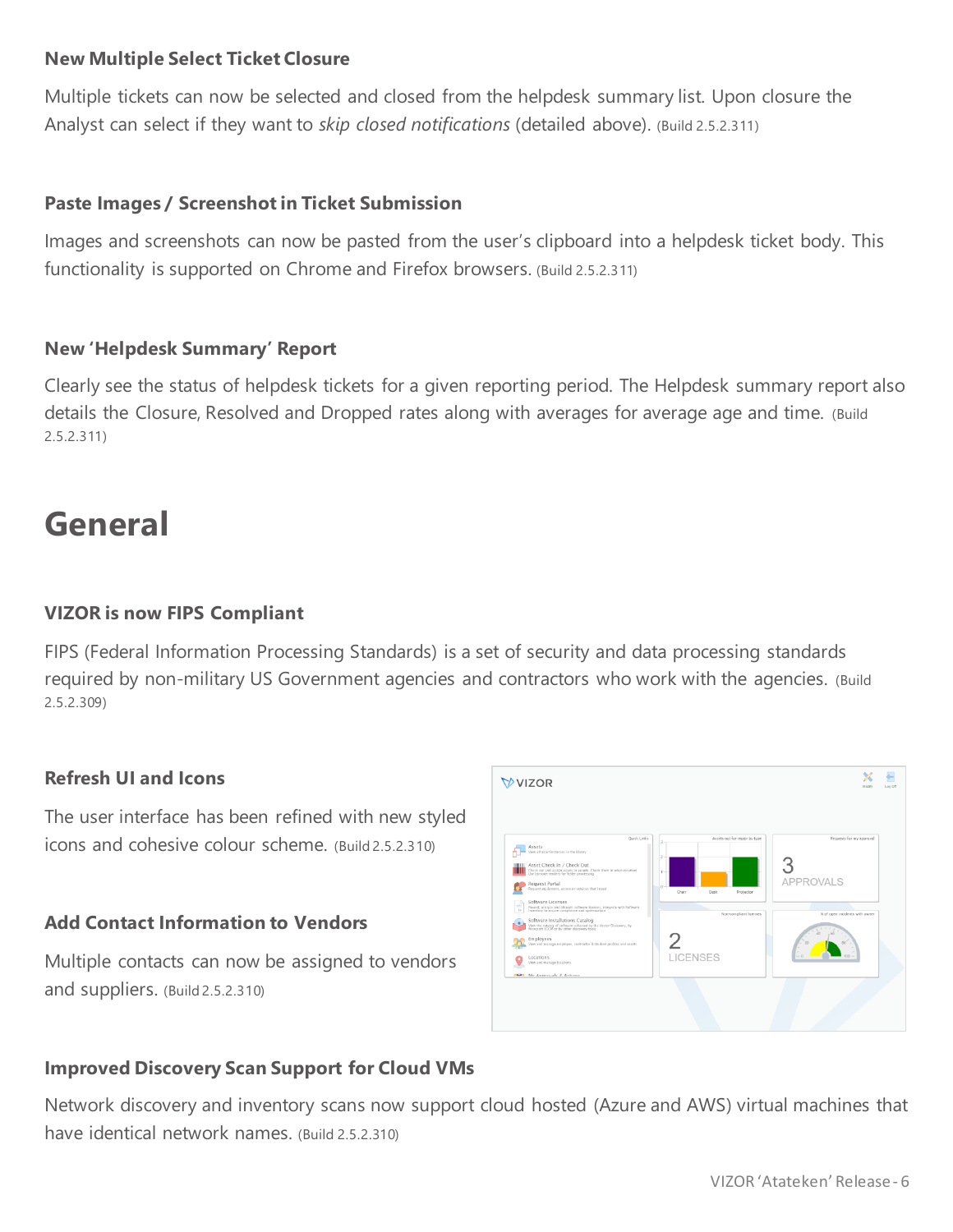### New Multiple Select Ticket Closure

Multiple tickets can now be selected and closed from the helpdesk summary list. Upon closure the Analyst can select if they want to *skip closed notifications* (detailed above). (Build 2.5.2.311)

### Paste Images / Screenshot in Ticket Submission

Images and screenshots can now be pasted from the user's clipboard into a helpdesk ticket body. This functionality is supported on Chrome and Firefox browsers. (Build 2.5.2.311)

### New 'Helpdesk Summary' Report

Clearly see the status of helpdesk tickets for a given reporting period. The Helpdesk summary report also details the Closure, Resolved and Dropped rates along with averages for average age and time. (Build 2.5.2.311)

# General

### VIZOR is now FIPS Compliant

FIPS (Federal Information Processing Standards) is a set of security and data processing standards required by non-military US Government agencies and contractors who work with the agencies. (Build 2.5.2.309)

### Refresh UI and Icons

The user interface has been refined with new styled icons and cohesive colour scheme. (Build 2.5.2.310)

### Add Contact Information to Vendors

Multiple contacts can now be assigned to vendors and suppliers. (Build 2.5.2.310)

### Improved Discovery Scan Support for Cloud VMs

Network discovery and inventory scans now support cloud hosted (Azure and AWS) virtual machines that have identical network names. (Build 2.5.2.310)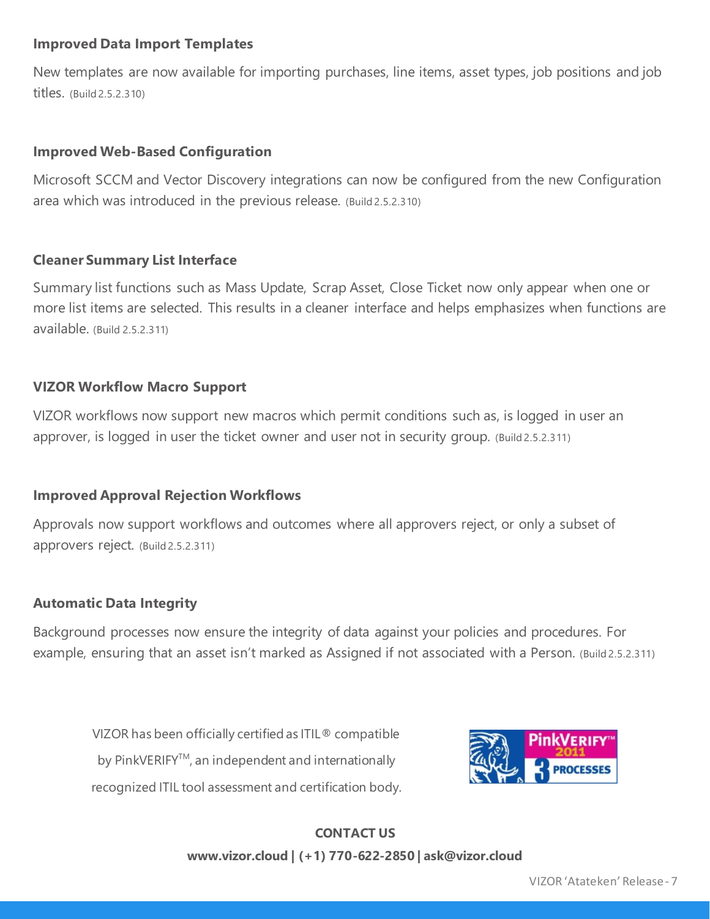### Improved Data Import Templates

New templates are now available for importing purchases, line items, asset types, job positions and job titles. (Build 2.5.2.310)

### Improved Web-Based Configuration

Microsoft SCCM and Vector Discovery integrations can now be configured from the new Configuration area which was introduced in the previous release. (Build 2.5.2.310)

### Cleaner Summary List Interface

Summary list functions such as Mass Update, Scrap Asset, Close Ticket now only appear when one or more list items are selected. This results in a cleaner interface and helps emphasizes when functions are available. (Build 2.5.2.311)

### VIZOR Workflow Macro Support

VIZOR workflows now support new macros which permit conditions such as, is logged in user an approver, is logged in user the ticket owner and user not in security group. (Build 2.5.2.311)

### Improved Approval Rejection Workflows

Approvals now support workflows and outcomes where all approvers reject, or only a subset of approvers reject. (Build 2.5.2.311)

### Automatic Data Integrity

Background processes now ensure the integrity of data against your policies and procedures. For example, ensuring that an asset isn't marked as Assigned if not associated with a Person. (Build 2.5.2.311)

VIZOR has been officially certified as ITIL® compatible by PinkVERIFY™, an independent and internationally recognized ITIL tool assessment and certification body.

PinkVERIFY™ 2011 3 PROCESSES

**CONTACT US**

**www.vizor.cloud | (+1) 770-622-2850 | ask@vizor.cloud**